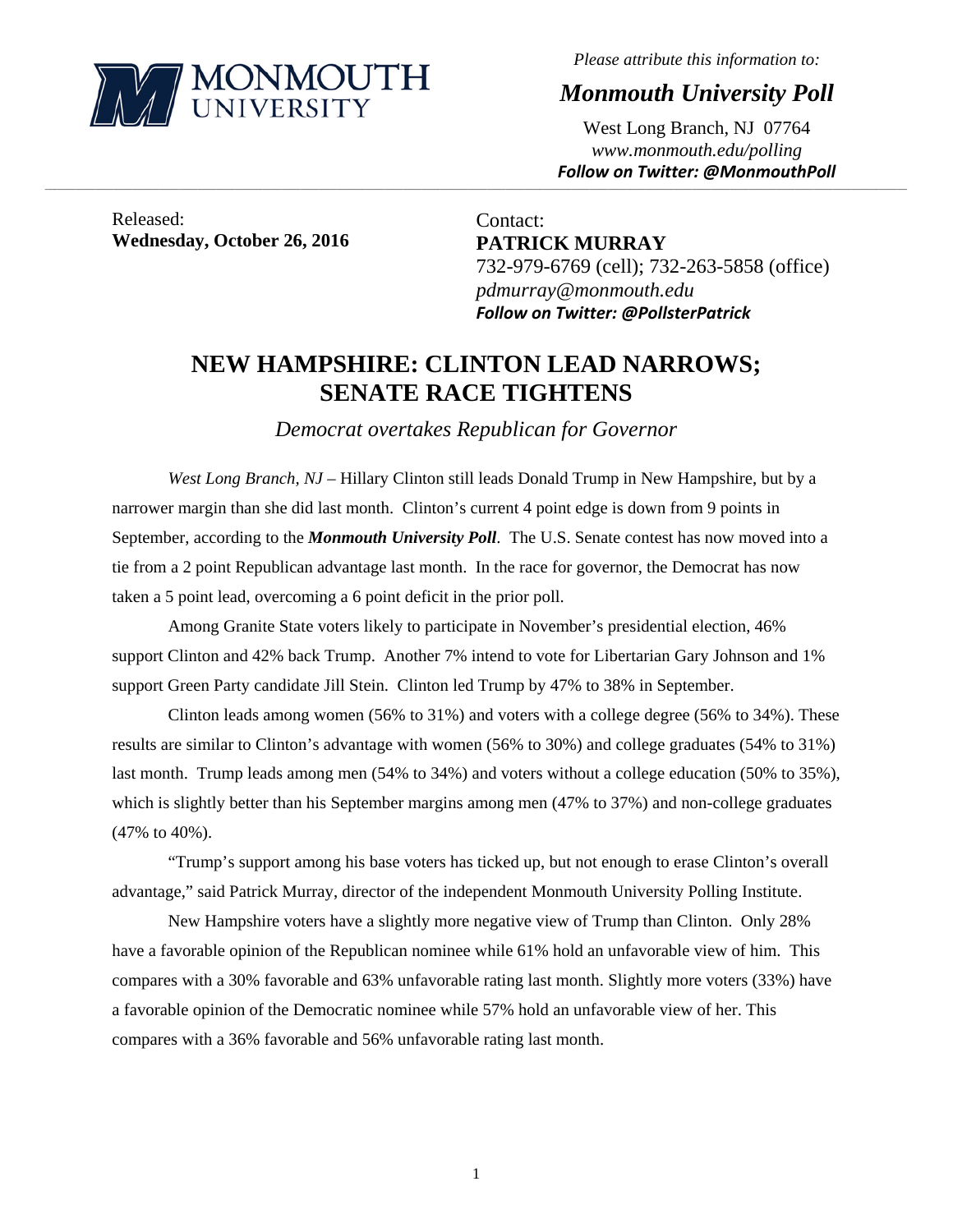MONMOUTH UNIVERSITY

*Please attribute this information to:*

***Monmouth University Poll***

West Long Branch, NJ 07764
*www.monmouth.edu/polling*
***Follow on Twitter: @MonmouthPoll***

---

Released:
**Wednesday, October 26, 2016**

Contact:
**PATRICK MURRAY**
732-979-6769 (cell); 732-263-5858 (office)
*pdmurray@monmouth.edu*
***Follow on Twitter: @PollsterPatrick***

# NEW HAMPSHIRE: CLINTON LEAD NARROWS; SENATE RACE TIGHTENS

*Democrat overtakes Republican for Governor*

*West Long Branch, NJ* – Hillary Clinton still leads Donald Trump in New Hampshire, but by a narrower margin than she did last month. Clinton's current 4 point edge is down from 9 points in September, according to the ***Monmouth University Poll***. The U.S. Senate contest has now moved into a tie from a 2 point Republican advantage last month. In the race for governor, the Democrat has now taken a 5 point lead, overcoming a 6 point deficit in the prior poll.

Among Granite State voters likely to participate in November's presidential election, 46% support Clinton and 42% back Trump. Another 7% intend to vote for Libertarian Gary Johnson and 1% support Green Party candidate Jill Stein. Clinton led Trump by 47% to 38% in September.

Clinton leads among women (56% to 31%) and voters with a college degree (56% to 34%). These results are similar to Clinton's advantage with women (56% to 30%) and college graduates (54% to 31%) last month. Trump leads among men (54% to 34%) and voters without a college education (50% to 35%), which is slightly better than his September margins among men (47% to 37%) and non-college graduates (47% to 40%).

"Trump's support among his base voters has ticked up, but not enough to erase Clinton's overall advantage," said Patrick Murray, director of the independent Monmouth University Polling Institute.

New Hampshire voters have a slightly more negative view of Trump than Clinton. Only 28% have a favorable opinion of the Republican nominee while 61% hold an unfavorable view of him. This compares with a 30% favorable and 63% unfavorable rating last month. Slightly more voters (33%) have a favorable opinion of the Democratic nominee while 57% hold an unfavorable view of her. This compares with a 36% favorable and 56% unfavorable rating last month.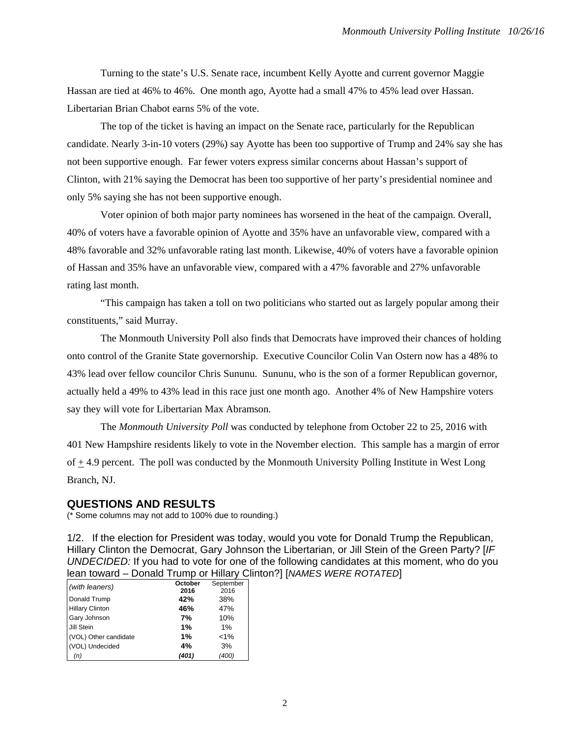Turning to the state's U.S. Senate race, incumbent Kelly Ayotte and current governor Maggie Hassan are tied at 46% to 46%. One month ago, Ayotte had a small 47% to 45% lead over Hassan. Libertarian Brian Chabot earns 5% of the vote.

The top of the ticket is having an impact on the Senate race, particularly for the Republican candidate. Nearly 3-in-10 voters (29%) say Ayotte has been too supportive of Trump and 24% say she has not been supportive enough. Far fewer voters express similar concerns about Hassan's support of Clinton, with 21% saying the Democrat has been too supportive of her party's presidential nominee and only 5% saying she has not been supportive enough.

Voter opinion of both major party nominees has worsened in the heat of the campaign. Overall, 40% of voters have a favorable opinion of Ayotte and 35% have an unfavorable view, compared with a 48% favorable and 32% unfavorable rating last month. Likewise, 40% of voters have a favorable opinion of Hassan and 35% have an unfavorable view, compared with a 47% favorable and 27% unfavorable rating last month.

"This campaign has taken a toll on two politicians who started out as largely popular among their constituents," said Murray.

The Monmouth University Poll also finds that Democrats have improved their chances of holding onto control of the Granite State governorship. Executive Councilor Colin Van Ostern now has a 48% to 43% lead over fellow councilor Chris Sununu. Sununu, who is the son of a former Republican governor, actually held a 49% to 43% lead in this race just one month ago. Another 4% of New Hampshire voters say they will vote for Libertarian Max Abramson.

The *Monmouth University Poll* was conducted by telephone from October 22 to 25, 2016 with 401 New Hampshire residents likely to vote in the November election. This sample has a margin of error of ± 4.9 percent. The poll was conducted by the Monmouth University Polling Institute in West Long Branch, NJ.

## QUESTIONS AND RESULTS

(* Some columns may not add to 100% due to rounding.)

1/2. If the election for President was today, would you vote for Donald Trump the Republican, Hillary Clinton the Democrat, Gary Johnson the Libertarian, or Jill Stein of the Green Party? [*IF UNDECIDED:* If you had to vote for one of the following candidates at this moment, who do you lean toward – Donald Trump or Hillary Clinton?] [*NAMES WERE ROTATED*]

| *(with leaners)* | **October 2016** | September 2016 |
|---|---|---|
| Donald Trump | **42%** | 38% |
| Hillary Clinton | **46%** | 47% |
| Gary Johnson | **7%** | 10% |
| Jill Stein | **1%** | 1% |
| (VOL) Other candidate | **1%** | <1% |
| (VOL) Undecided | **4%** | 3% |
| *(n)* | ***(401)*** | *(400)* |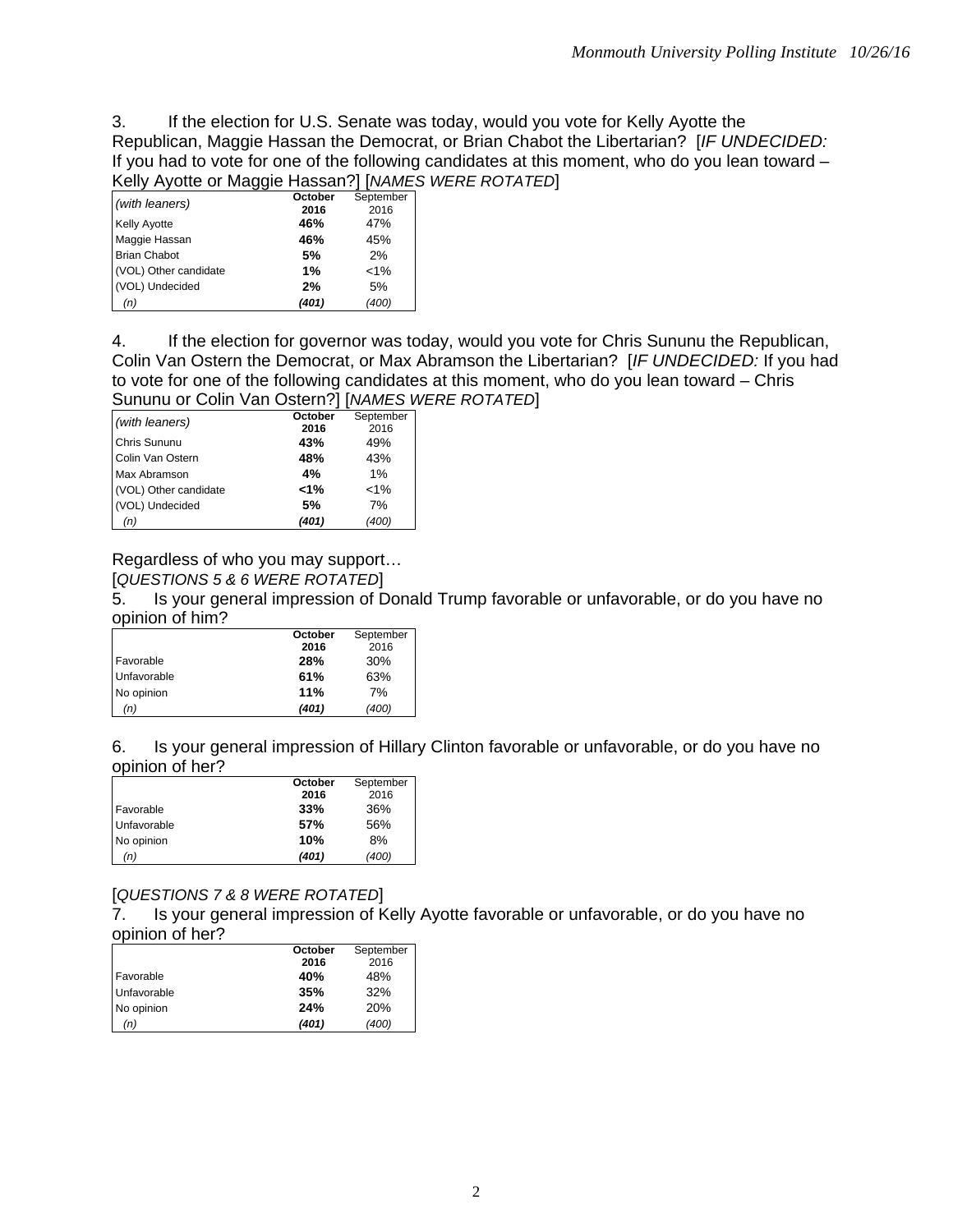3. If the election for U.S. Senate was today, would you vote for Kelly Ayotte the Republican, Maggie Hassan the Democrat, or Brian Chabot the Libertarian? [*IF UNDECIDED:* If you had to vote for one of the following candidates at this moment, who do you lean toward – Kelly Ayotte or Maggie Hassan?] [*NAMES WERE ROTATED*]

| *(with leaners)* | **October 2016** | September 2016 |
|---|---|---|
| Kelly Ayotte | **46%** | 47% |
| Maggie Hassan | **46%** | 45% |
| Brian Chabot | **5%** | 2% |
| (VOL) Other candidate | **1%** | <1% |
| (VOL) Undecided | **2%** | 5% |
| *(n)* | ***(401)*** | *(400)* |

4. If the election for governor was today, would you vote for Chris Sununu the Republican, Colin Van Ostern the Democrat, or Max Abramson the Libertarian? [*IF UNDECIDED:* If you had to vote for one of the following candidates at this moment, who do you lean toward – Chris Sununu or Colin Van Ostern?] [*NAMES WERE ROTATED*]

| *(with leaners)* | **October 2016** | September 2016 |
|---|---|---|
| Chris Sununu | **43%** | 49% |
| Colin Van Ostern | **48%** | 43% |
| Max Abramson | **4%** | 1% |
| (VOL) Other candidate | **<1%** | <1% |
| (VOL) Undecided | **5%** | 7% |
| *(n)* | ***(401)*** | *(400)* |

Regardless of who you may support…

[*QUESTIONS 5 & 6 WERE ROTATED*]

5. Is your general impression of Donald Trump favorable or unfavorable, or do you have no opinion of him?

| | **October 2016** | September 2016 |
|---|---|---|
| Favorable | **28%** | 30% |
| Unfavorable | **61%** | 63% |
| No opinion | **11%** | 7% |
| *(n)* | ***(401)*** | *(400)* |

6. Is your general impression of Hillary Clinton favorable or unfavorable, or do you have no opinion of her?

| | **October 2016** | September 2016 |
|---|---|---|
| Favorable | **33%** | 36% |
| Unfavorable | **57%** | 56% |
| No opinion | **10%** | 8% |
| *(n)* | ***(401)*** | *(400)* |

[*QUESTIONS 7 & 8 WERE ROTATED*]

7. Is your general impression of Kelly Ayotte favorable or unfavorable, or do you have no opinion of her?

| | **October 2016** | September 2016 |
|---|---|---|
| Favorable | **40%** | 48% |
| Unfavorable | **35%** | 32% |
| No opinion | **24%** | 20% |
| *(n)* | ***(401)*** | *(400)* |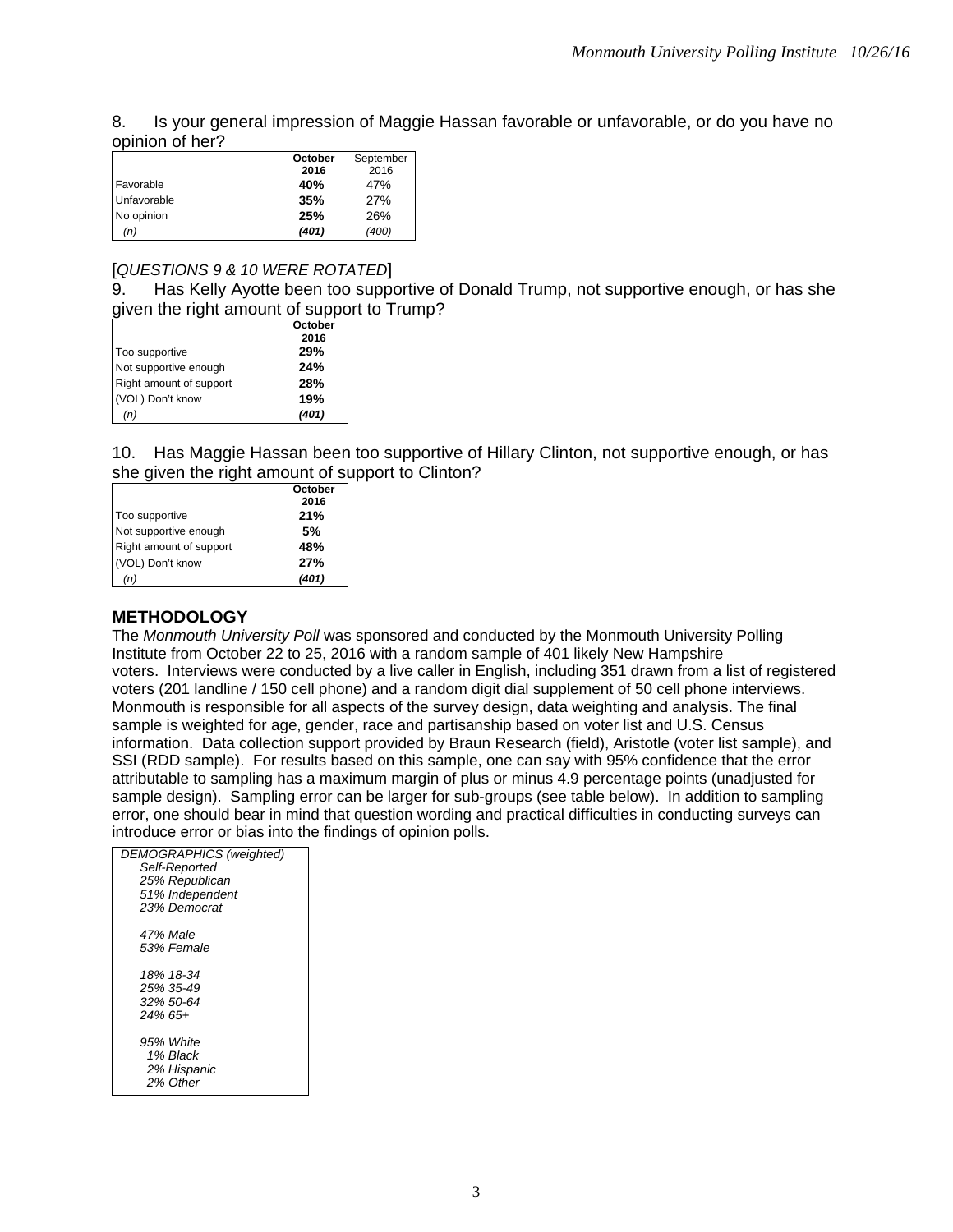8. Is your general impression of Maggie Hassan favorable or unfavorable, or do you have no opinion of her?

| | October 2016 | September 2016 |
|---|---|---|
| Favorable | **40%** | 47% |
| Unfavorable | **35%** | 27% |
| No opinion | **25%** | 26% |
| *(n)* | ***(401)*** | *(400)* |

[*QUESTIONS 9 & 10 WERE ROTATED*]

9. Has Kelly Ayotte been too supportive of Donald Trump, not supportive enough, or has she given the right amount of support to Trump?

| | October 2016 |
|---|---|
| Too supportive | **29%** |
| Not supportive enough | **24%** |
| Right amount of support | **28%** |
| (VOL) Don't know | **19%** |
| *(n)* | ***(401)*** |

10. Has Maggie Hassan been too supportive of Hillary Clinton, not supportive enough, or has she given the right amount of support to Clinton?

| | October 2016 |
|---|---|
| Too supportive | **21%** |
| Not supportive enough | **5%** |
| Right amount of support | **48%** |
| (VOL) Don't know | **27%** |
| *(n)* | ***(401)*** |

## METHODOLOGY

The *Monmouth University Poll* was sponsored and conducted by the Monmouth University Polling Institute from October 22 to 25, 2016 with a random sample of 401 likely New Hampshire voters. Interviews were conducted by a live caller in English, including 351 drawn from a list of registered voters (201 landline / 150 cell phone) and a random digit dial supplement of 50 cell phone interviews. Monmouth is responsible for all aspects of the survey design, data weighting and analysis. The final sample is weighted for age, gender, race and partisanship based on voter list and U.S. Census information. Data collection support provided by Braun Research (field), Aristotle (voter list sample), and SSI (RDD sample). For results based on this sample, one can say with 95% confidence that the error attributable to sampling has a maximum margin of plus or minus 4.9 percentage points (unadjusted for sample design). Sampling error can be larger for sub-groups (see table below). In addition to sampling error, one should bear in mind that question wording and practical difficulties in conducting surveys can introduce error or bias into the findings of opinion polls.

| *DEMOGRAPHICS (weighted)* |
|---|
| *Self-Reported* |
| *25% Republican* |
| *51% Independent* |
| *23% Democrat* |
| |
| *47% Male* |
| *53% Female* |
| |
| *18% 18-34* |
| *25% 35-49* |
| *32% 50-64* |
| *24% 65+* |
| |
| *95% White* |
| *1% Black* |
| *2% Hispanic* |
| *2% Other* |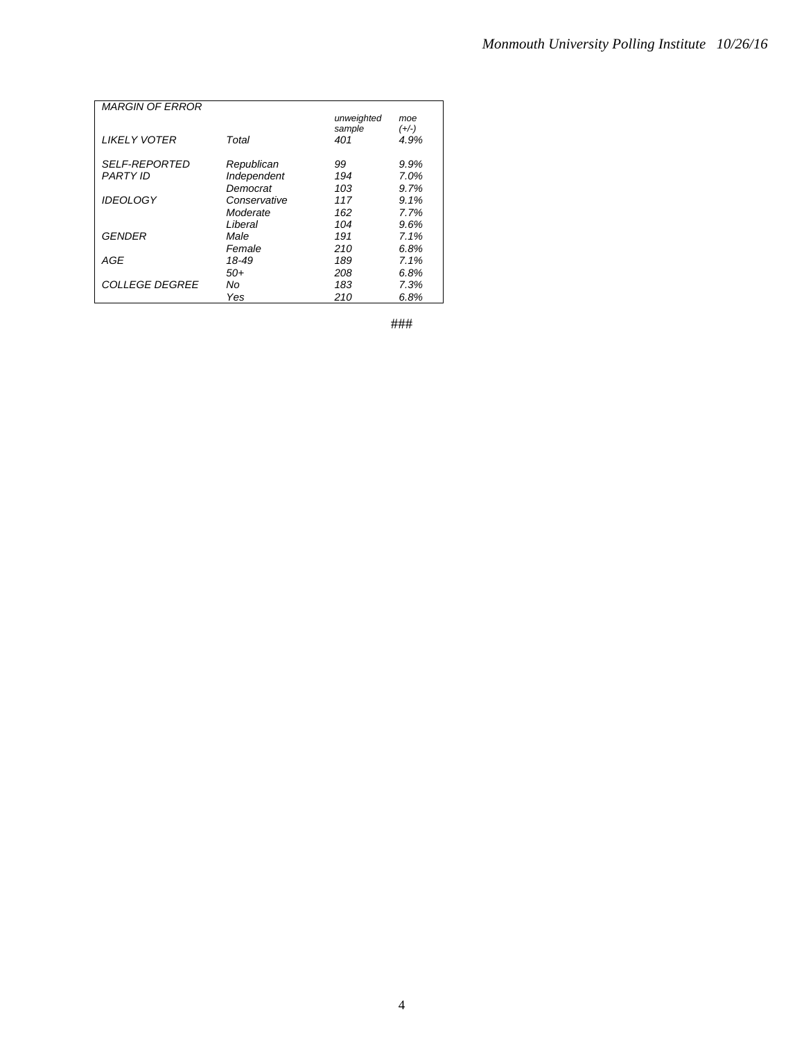| *MARGIN OF ERROR* | | *unweighted sample* | *moe (+/-)* |
|---|---|---|---|
| *LIKELY VOTER* | *Total* | *401* | *4.9%* |
| *SELF-REPORTED PARTY ID* | *Republican* | *99* | *9.9%* |
| | *Independent* | *194* | *7.0%* |
| | *Democrat* | *103* | *9.7%* |
| *IDEOLOGY* | *Conservative* | *117* | *9.1%* |
| | *Moderate* | *162* | *7.7%* |
| | *Liberal* | *104* | *9.6%* |
| *GENDER* | *Male* | *191* | *7.1%* |
| | *Female* | *210* | *6.8%* |
| *AGE* | *18-49* | *189* | *7.1%* |
| | *50+* | *208* | *6.8%* |
| *COLLEGE DEGREE* | *No* | *183* | *7.3%* |
| | *Yes* | *210* | *6.8%* |

###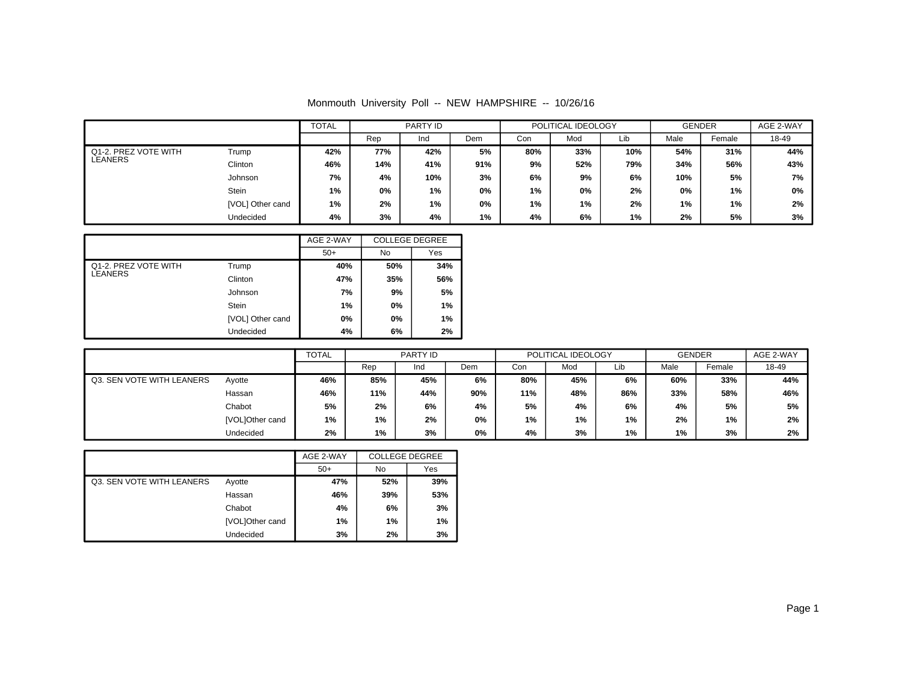Monmouth University Poll -- NEW HAMPSHIRE -- 10/26/16

| | | TOTAL | PARTY ID | | | POLITICAL IDEOLOGY | | | GENDER | | AGE 2-WAY |
|---|---|---|---|---|---|---|---|---|---|---|---|
| | | | Rep | Ind | Dem | Con | Mod | Lib | Male | Female | 18-49 |
| Q1-2. PREZ VOTE WITH LEANERS | Trump | **42%** | **77%** | **42%** | **5%** | **80%** | **33%** | **10%** | **54%** | **31%** | **44%** |
| | Clinton | **46%** | **14%** | **41%** | **91%** | **9%** | **52%** | **79%** | **34%** | **56%** | **43%** |
| | Johnson | **7%** | **4%** | **10%** | **3%** | **6%** | **9%** | **6%** | **10%** | **5%** | **7%** |
| | Stein | **1%** | **0%** | **1%** | **0%** | **1%** | **0%** | **2%** | **0%** | **1%** | **0%** |
| | [VOL] Other cand | **1%** | **2%** | **1%** | **0%** | **1%** | **1%** | **2%** | **1%** | **1%** | **2%** |
| | Undecided | **4%** | **3%** | **4%** | **1%** | **4%** | **6%** | **1%** | **2%** | **5%** | **3%** |

| | | AGE 2-WAY | COLLEGE DEGREE | |
|---|---|---|---|---|
| | | 50+ | No | Yes |
| Q1-2. PREZ VOTE WITH LEANERS | Trump | **40%** | **50%** | **34%** |
| | Clinton | **47%** | **35%** | **56%** |
| | Johnson | **7%** | **9%** | **5%** |
| | Stein | **1%** | **0%** | **1%** |
| | [VOL] Other cand | **0%** | **0%** | **1%** |
| | Undecided | **4%** | **6%** | **2%** |

| | | TOTAL | PARTY ID | | | POLITICAL IDEOLOGY | | | GENDER | | AGE 2-WAY |
|---|---|---|---|---|---|---|---|---|---|---|---|
| | | | Rep | Ind | Dem | Con | Mod | Lib | Male | Female | 18-49 |
| Q3. SEN VOTE WITH LEANERS | Ayotte | **46%** | **85%** | **45%** | **6%** | **80%** | **45%** | **6%** | **60%** | **33%** | **44%** |
| | Hassan | **46%** | **11%** | **44%** | **90%** | **11%** | **48%** | **86%** | **33%** | **58%** | **46%** |
| | Chabot | **5%** | **2%** | **6%** | **4%** | **5%** | **4%** | **6%** | **4%** | **5%** | **5%** |
| | [VOL]Other cand | **1%** | **1%** | **2%** | **0%** | **1%** | **1%** | **1%** | **2%** | **1%** | **2%** |
| | Undecided | **2%** | **1%** | **3%** | **0%** | **4%** | **3%** | **1%** | **1%** | **3%** | **2%** |

| | | AGE 2-WAY | COLLEGE DEGREE | |
|---|---|---|---|---|
| | | 50+ | No | Yes |
| Q3. SEN VOTE WITH LEANERS | Ayotte | **47%** | **52%** | **39%** |
| | Hassan | **46%** | **39%** | **53%** |
| | Chabot | **4%** | **6%** | **3%** |
| | [VOL]Other cand | **1%** | **1%** | **1%** |
| | Undecided | **3%** | **2%** | **3%** |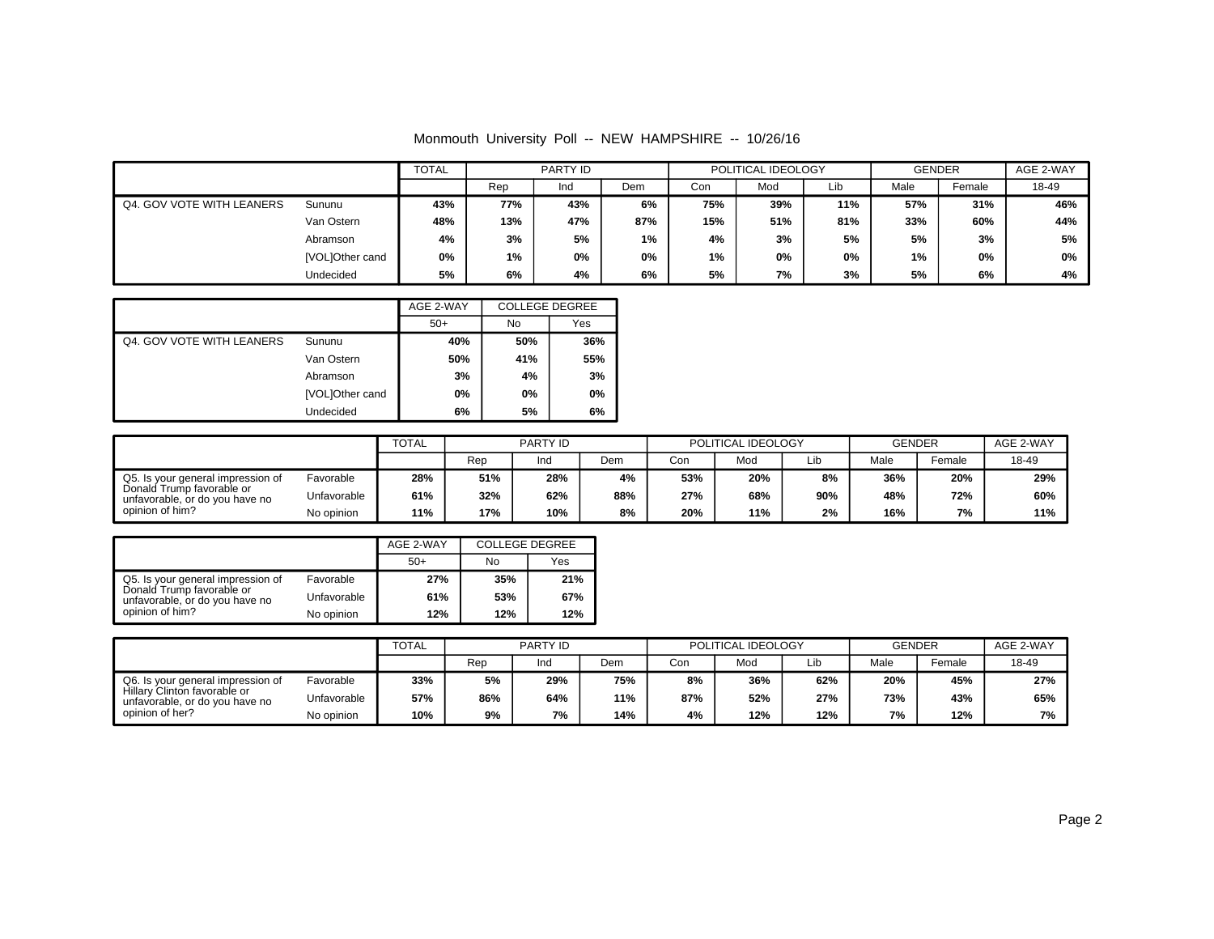Monmouth University Poll -- NEW HAMPSHIRE -- 10/26/16

| | | TOTAL | PARTY ID | | | POLITICAL IDEOLOGY | | | GENDER | | AGE 2-WAY |
|---|---|---|---|---|---|---|---|---|---|---|---|
| | | | Rep | Ind | Dem | Con | Mod | Lib | Male | Female | 18-49 |
| Q4. GOV VOTE WITH LEANERS | Sununu | 43% | 77% | 43% | 6% | 75% | 39% | 11% | 57% | 31% | 46% |
| | Van Ostern | 48% | 13% | 47% | 87% | 15% | 51% | 81% | 33% | 60% | 44% |
| | Abramson | 4% | 3% | 5% | 1% | 4% | 3% | 5% | 5% | 3% | 5% |
| | [VOL]Other cand | 0% | 1% | 0% | 0% | 1% | 0% | 0% | 1% | 0% | 0% |
| | Undecided | 5% | 6% | 4% | 6% | 5% | 7% | 3% | 5% | 6% | 4% |

| | | AGE 2-WAY | COLLEGE DEGREE | |
|---|---|---|---|---|
| | | 50+ | No | Yes |
| Q4. GOV VOTE WITH LEANERS | Sununu | 40% | 50% | 36% |
| | Van Ostern | 50% | 41% | 55% |
| | Abramson | 3% | 4% | 3% |
| | [VOL]Other cand | 0% | 0% | 0% |
| | Undecided | 6% | 5% | 6% |

| | | TOTAL | PARTY ID | | | POLITICAL IDEOLOGY | | | GENDER | | AGE 2-WAY |
|---|---|---|---|---|---|---|---|---|---|---|---|
| | | | Rep | Ind | Dem | Con | Mod | Lib | Male | Female | 18-49 |
| Q5. Is your general impression of Donald Trump favorable or unfavorable, or do you have no opinion of him? | Favorable | 28% | 51% | 28% | 4% | 53% | 20% | 8% | 36% | 20% | 29% |
| | Unfavorable | 61% | 32% | 62% | 88% | 27% | 68% | 90% | 48% | 72% | 60% |
| | No opinion | 11% | 17% | 10% | 8% | 20% | 11% | 2% | 16% | 7% | 11% |

| | | AGE 2-WAY | COLLEGE DEGREE | |
|---|---|---|---|---|
| | | 50+ | No | Yes |
| Q5. Is your general impression of Donald Trump favorable or unfavorable, or do you have no opinion of him? | Favorable | 27% | 35% | 21% |
| | Unfavorable | 61% | 53% | 67% |
| | No opinion | 12% | 12% | 12% |

| | | TOTAL | PARTY ID | | | POLITICAL IDEOLOGY | | | GENDER | | AGE 2-WAY |
|---|---|---|---|---|---|---|---|---|---|---|---|
| | | | Rep | Ind | Dem | Con | Mod | Lib | Male | Female | 18-49 |
| Q6. Is your general impression of Hillary Clinton favorable or unfavorable, or do you have no opinion of her? | Favorable | 33% | 5% | 29% | 75% | 8% | 36% | 62% | 20% | 45% | 27% |
| | Unfavorable | 57% | 86% | 64% | 11% | 87% | 52% | 27% | 73% | 43% | 65% |
| | No opinion | 10% | 9% | 7% | 14% | 4% | 12% | 12% | 7% | 12% | 7% |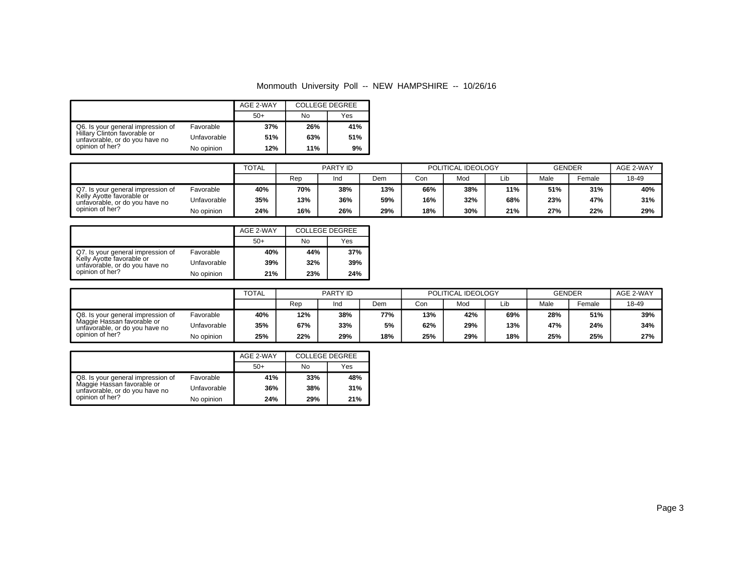Monmouth University Poll -- NEW HAMPSHIRE -- 10/26/16

| | | AGE 2-WAY | COLLEGE DEGREE | |
|---|---|---|---|---|
| | | 50+ | No | Yes |
| Q6. Is your general impression of Hillary Clinton favorable or unfavorable, or do you have no opinion of her? | Favorable | **37%** | **26%** | **41%** |
| | Unfavorable | **51%** | **63%** | **51%** |
| | No opinion | **12%** | **11%** | **9%** |

| | | TOTAL | PARTY ID | | | POLITICAL IDEOLOGY | | | GENDER | | AGE 2-WAY |
|---|---|---|---|---|---|---|---|---|---|---|---|
| | | | Rep | Ind | Dem | Con | Mod | Lib | Male | Female | 18-49 |
| Q7. Is your general impression of Kelly Ayotte favorable or unfavorable, or do you have no opinion of her? | Favorable | **40%** | **70%** | **38%** | **13%** | **66%** | **38%** | **11%** | **51%** | **31%** | **40%** |
| | Unfavorable | **35%** | **13%** | **36%** | **59%** | **16%** | **32%** | **68%** | **23%** | **47%** | **31%** |
| | No opinion | **24%** | **16%** | **26%** | **29%** | **18%** | **30%** | **21%** | **27%** | **22%** | **29%** |

| | | AGE 2-WAY | COLLEGE DEGREE | |
|---|---|---|---|---|
| | | 50+ | No | Yes |
| Q7. Is your general impression of Kelly Ayotte favorable or unfavorable, or do you have no opinion of her? | Favorable | **40%** | **44%** | **37%** |
| | Unfavorable | **39%** | **32%** | **39%** |
| | No opinion | **21%** | **23%** | **24%** |

| | | TOTAL | PARTY ID | | | POLITICAL IDEOLOGY | | | GENDER | | AGE 2-WAY |
|---|---|---|---|---|---|---|---|---|---|---|---|
| | | | Rep | Ind | Dem | Con | Mod | Lib | Male | Female | 18-49 |
| Q8. Is your general impression of Maggie Hassan favorable or unfavorable, or do you have no opinion of her? | Favorable | **40%** | **12%** | **38%** | **77%** | **13%** | **42%** | **69%** | **28%** | **51%** | **39%** |
| | Unfavorable | **35%** | **67%** | **33%** | **5%** | **62%** | **29%** | **13%** | **47%** | **24%** | **34%** |
| | No opinion | **25%** | **22%** | **29%** | **18%** | **25%** | **29%** | **18%** | **25%** | **25%** | **27%** |

| | | AGE 2-WAY | COLLEGE DEGREE | |
|---|---|---|---|---|
| | | 50+ | No | Yes |
| Q8. Is your general impression of Maggie Hassan favorable or unfavorable, or do you have no opinion of her? | Favorable | **41%** | **33%** | **48%** |
| | Unfavorable | **36%** | **38%** | **31%** |
| | No opinion | **24%** | **29%** | **21%** |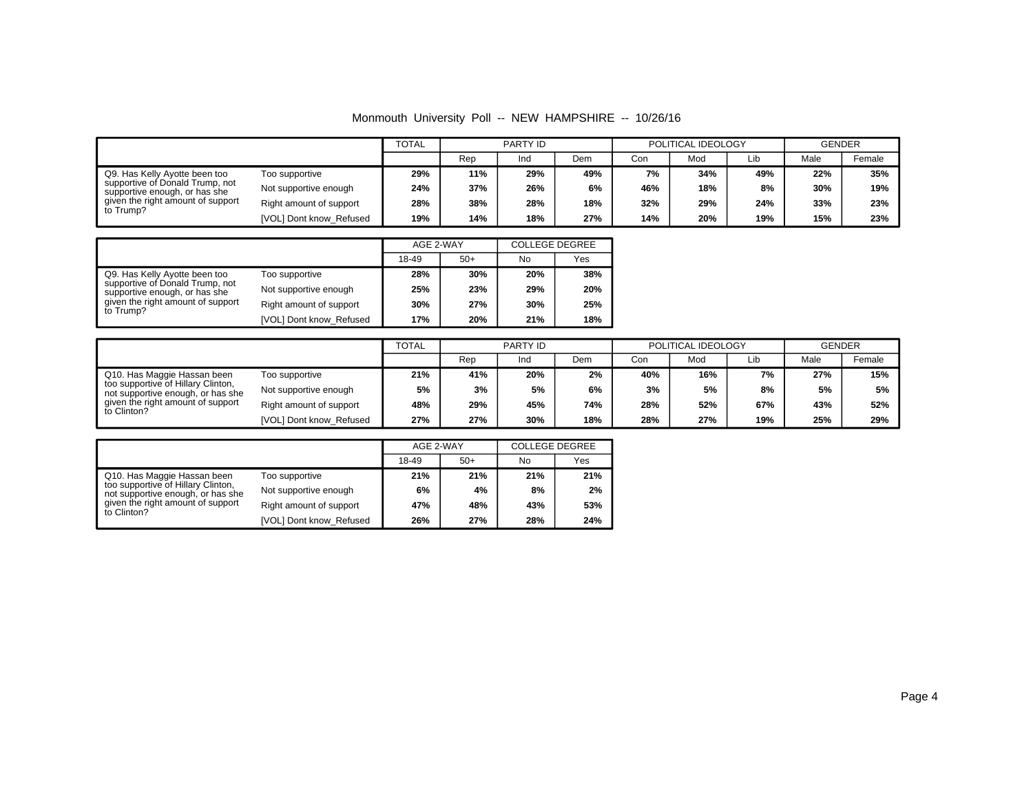Monmouth University Poll -- NEW HAMPSHIRE -- 10/26/16

| | | TOTAL | PARTY ID | | | POLITICAL IDEOLOGY | | | GENDER | |
|---|---|---|---|---|---|---|---|---|---|---|
| | | | Rep | Ind | Dem | Con | Mod | Lib | Male | Female |
| Q9. Has Kelly Ayotte been too supportive of Donald Trump, not supportive enough, or has she given the right amount of support to Trump? | Too supportive | **29%** | **11%** | **29%** | **49%** | **7%** | **34%** | **49%** | **22%** | **35%** |
| | Not supportive enough | **24%** | **37%** | **26%** | **6%** | **46%** | **18%** | **8%** | **30%** | **19%** |
| | Right amount of support | **28%** | **38%** | **28%** | **18%** | **32%** | **29%** | **24%** | **33%** | **23%** |
| | [VOL] Dont know_Refused | **19%** | **14%** | **18%** | **27%** | **14%** | **20%** | **19%** | **15%** | **23%** |

| | | AGE 2-WAY | | COLLEGE DEGREE | |
|---|---|---|---|---|---|
| | | 18-49 | 50+ | No | Yes |
| Q9. Has Kelly Ayotte been too supportive of Donald Trump, not supportive enough, or has she given the right amount of support to Trump? | Too supportive | **28%** | **30%** | **20%** | **38%** |
| | Not supportive enough | **25%** | **23%** | **29%** | **20%** |
| | Right amount of support | **30%** | **27%** | **30%** | **25%** |
| | [VOL] Dont know_Refused | **17%** | **20%** | **21%** | **18%** |

| | | TOTAL | PARTY ID | | | POLITICAL IDEOLOGY | | | GENDER | |
|---|---|---|---|---|---|---|---|---|---|---|
| | | | Rep | Ind | Dem | Con | Mod | Lib | Male | Female |
| Q10. Has Maggie Hassan been too supportive of Hillary Clinton, not supportive enough, or has she given the right amount of support to Clinton? | Too supportive | **21%** | **41%** | **20%** | **2%** | **40%** | **16%** | **7%** | **27%** | **15%** |
| | Not supportive enough | **5%** | **3%** | **5%** | **6%** | **3%** | **5%** | **8%** | **5%** | **5%** |
| | Right amount of support | **48%** | **29%** | **45%** | **74%** | **28%** | **52%** | **67%** | **43%** | **52%** |
| | [VOL] Dont know_Refused | **27%** | **27%** | **30%** | **18%** | **28%** | **27%** | **19%** | **25%** | **29%** |

| | | AGE 2-WAY | | COLLEGE DEGREE | |
|---|---|---|---|---|---|
| | | 18-49 | 50+ | No | Yes |
| Q10. Has Maggie Hassan been too supportive of Hillary Clinton, not supportive enough, or has she given the right amount of support to Clinton? | Too supportive | **21%** | **21%** | **21%** | **21%** |
| | Not supportive enough | **6%** | **4%** | **8%** | **2%** |
| | Right amount of support | **47%** | **48%** | **43%** | **53%** |
| | [VOL] Dont know_Refused | **26%** | **27%** | **28%** | **24%** |